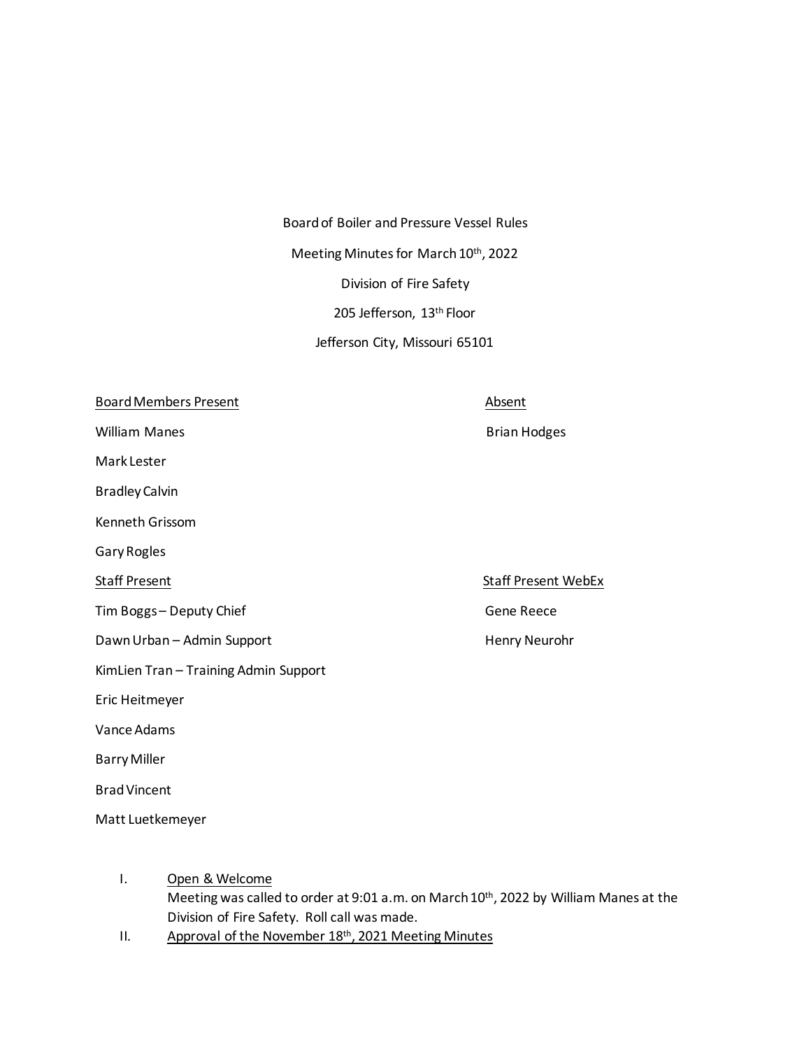Board of Boiler and Pressure Vessel Rules

Meeting Minutes for March 10th, 2022

Division of Fire Safety

205 Jefferson, 13th Floor

Jefferson City, Missouri 65101

| Board Members Present | Absent |
| --- | --- |
| William Manes | Brian Hodges |
| Mark Lester | |
| Bradley Calvin | |
| Kenneth Grissom | |
| Gary Rogles | |

| Staff Present | Staff Present WebEx |
| --- | --- |
| Tim Boggs – Deputy Chief | Gene Reece |
| Dawn Urban – Admin Support | Henry Neurohr |
| KimLien Tran – Training Admin Support | |
| Eric Heitmeyer | |
| Vance Adams | |
| Barry Miller | |
| Brad Vincent | |
| Matt Luetkemeyer | |

I. Open & Welcome

Meeting was called to order at 9:01 a.m. on March 10th, 2022 by William Manes at the Division of Fire Safety. Roll call was made.

II. Approval of the November 18th, 2021 Meeting Minutes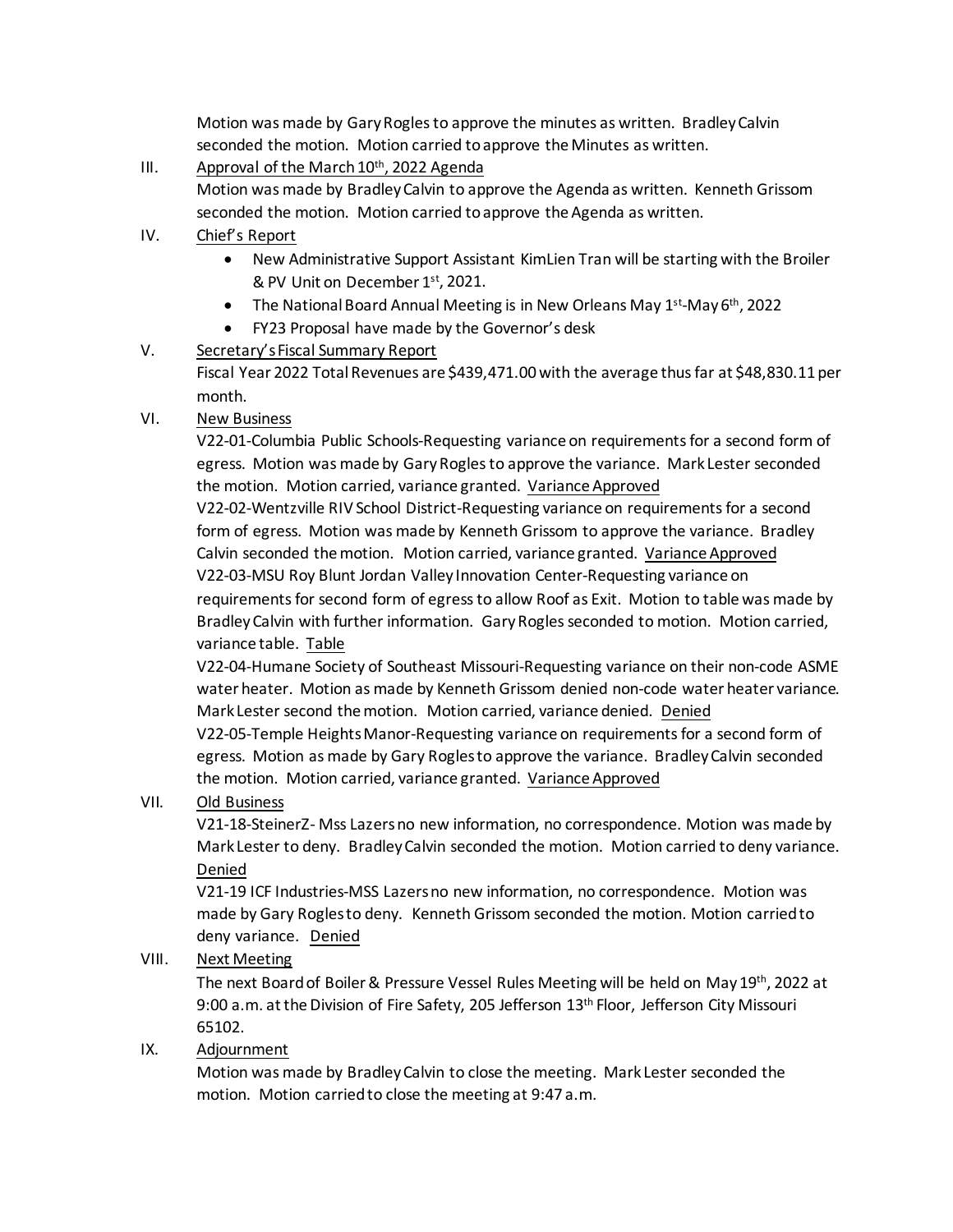Motion was made by Gary Rogles to approve the minutes as written. Bradley Calvin seconded the motion. Motion carried to approve the Minutes as written.

III. Approval of the March 10th, 2022 Agenda

Motion was made by Bradley Calvin to approve the Agenda as written. Kenneth Grissom seconded the motion. Motion carried to approve the Agenda as written.

IV. Chief's Report

- New Administrative Support Assistant KimLien Tran will be starting with the Broiler & PV Unit on December 1st, 2021.
- The National Board Annual Meeting is in New Orleans May 1st-May 6th, 2022
- FY23 Proposal have made by the Governor's desk

V. Secretary's Fiscal Summary Report

Fiscal Year 2022 Total Revenues are $439,471.00 with the average thus far at $48,830.11 per month.

VI. New Business

V22-01-Columbia Public Schools-Requesting variance on requirements for a second form of egress. Motion was made by Gary Rogles to approve the variance. Mark Lester seconded the motion. Motion carried, variance granted. Variance Approved

V22-02-Wentzville RIV School District-Requesting variance on requirements for a second form of egress. Motion was made by Kenneth Grissom to approve the variance. Bradley Calvin seconded the motion. Motion carried, variance granted. Variance Approved

V22-03-MSU Roy Blunt Jordan Valley Innovation Center-Requesting variance on requirements for second form of egress to allow Roof as Exit. Motion to table was made by Bradley Calvin with further information. Gary Rogles seconded to motion. Motion carried, variance table. Table

V22-04-Humane Society of Southeast Missouri-Requesting variance on their non-code ASME water heater. Motion as made by Kenneth Grissom denied non-code water heater variance. Mark Lester second the motion. Motion carried, variance denied. Denied

V22-05-Temple Heights Manor-Requesting variance on requirements for a second form of egress. Motion as made by Gary Rogles to approve the variance. Bradley Calvin seconded the motion. Motion carried, variance granted. Variance Approved

VII. Old Business

V21-18-SteinerZ- Mss Lazers no new information, no correspondence. Motion was made by Mark Lester to deny. Bradley Calvin seconded the motion. Motion carried to deny variance. Denied

V21-19 ICF Industries-MSS Lazers no new information, no correspondence. Motion was made by Gary Rogles to deny. Kenneth Grissom seconded the motion. Motion carried to deny variance. Denied

VIII. Next Meeting

The next Board of Boiler & Pressure Vessel Rules Meeting will be held on May 19th, 2022 at 9:00 a.m. at the Division of Fire Safety, 205 Jefferson 13th Floor, Jefferson City Missouri 65102.

IX. Adjournment

Motion was made by Bradley Calvin to close the meeting. Mark Lester seconded the motion. Motion carried to close the meeting at 9:47 a.m.